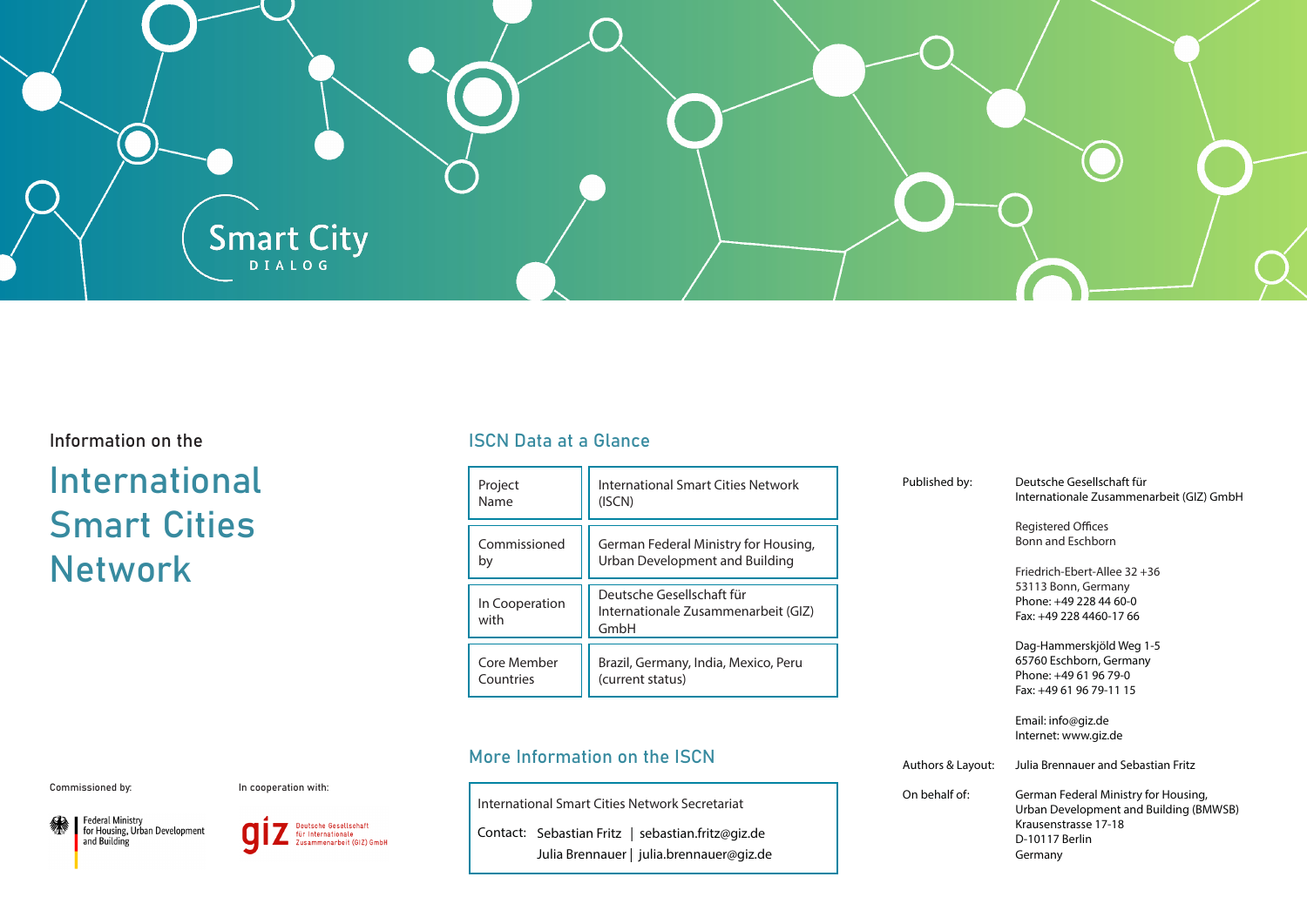Smart City
DIALOG

Information on the

# International Smart Cities Network

Commissioned by:

Federal Ministry for Housing, Urban Development and Building

In cooperation with:

giz Deutsche Gesellschaft für Internationale Zusammenarbeit (GIZ) GmbH

## ISCN Data at a Glance

| | |
|---|---|
| Project Name | International Smart Cities Network (ISCN) |
| Commissioned by | German Federal Ministry for Housing, Urban Development and Building |
| In Cooperation with | Deutsche Gesellschaft für Internationale Zusammenarbeit (GIZ) GmbH |
| Core Member Countries | Brazil, Germany, India, Mexico, Peru (current status) |

## More Information on the ISCN

International Smart Cities Network Secretariat

Contact: Sebastian Fritz | sebastian.fritz@giz.de
Julia Brennauer | julia.brennauer@giz.de

Published by: Deutsche Gesellschaft für Internationale Zusammenarbeit (GIZ) GmbH

Registered Offices
Bonn and Eschborn

Friedrich-Ebert-Allee 32 +36
53113 Bonn, Germany
Phone: +49 228 44 60-0
Fax: +49 228 4460-17 66

Dag-Hammerskjöld Weg 1-5
65760 Eschborn, Germany
Phone: +49 61 96 79-0
Fax: +49 61 96 79-11 15

Email: info@giz.de
Internet: www.giz.de

Authors & Layout: Julia Brennauer and Sebastian Fritz

On behalf of: German Federal Ministry for Housing, Urban Development and Building (BMWSB)
Krausenstrasse 17-18
D-10117 Berlin
Germany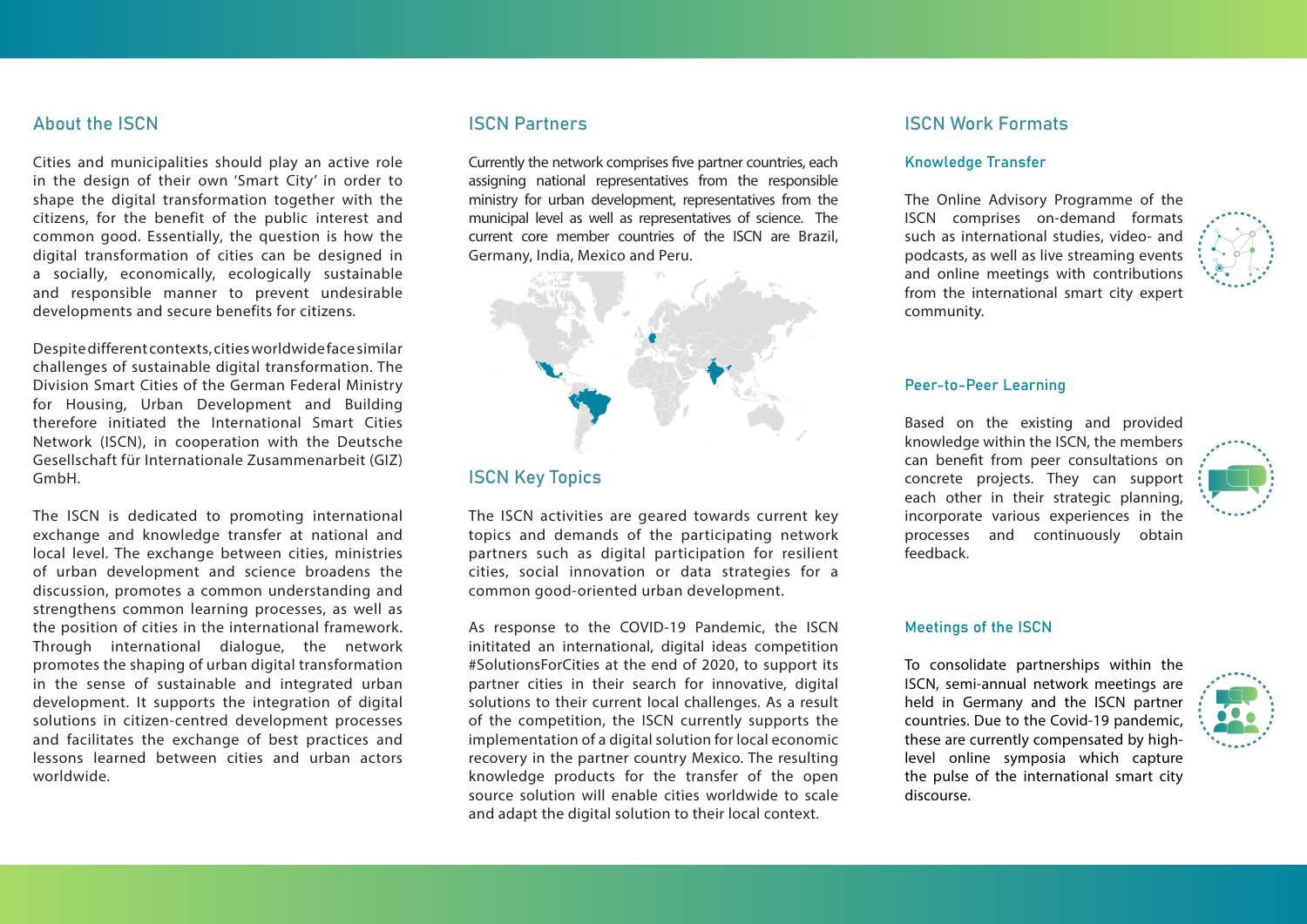## About the ISCN

Cities and municipalities should play an active role in the design of their own 'Smart City' in order to shape the digital transformation together with the citizens, for the benefit of the public interest and common good. Essentially, the question is how the digital transformation of cities can be designed in a socially, economically, ecologically sustainable and responsible manner to prevent undesirable developments and secure benefits for citizens.

Despite different contexts, cities worldwide face similar challenges of sustainable digital transformation. The Division Smart Cities of the German Federal Ministry for Housing, Urban Development and Building therefore initiated the International Smart Cities Network (ISCN), in cooperation with the Deutsche Gesellschaft für Internationale Zusammenarbeit (GIZ) GmbH.

The ISCN is dedicated to promoting international exchange and knowledge transfer at national and local level. The exchange between cities, ministries of urban development and science broadens the discussion, promotes a common understanding and strengthens common learning processes, as well as the position of cities in the international framework. Through international dialogue, the network promotes the shaping of urban digital transformation in the sense of sustainable and integrated urban development. It supports the integration of digital solutions in citizen-centred development processes and facilitates the exchange of best practices and lessons learned between cities and urban actors worldwide.

## ISCN Partners

Currently the network comprises five partner countries, each assigning national representatives from the responsible ministry for urban development, representatives from the municipal level as well as representatives of science. The current core member countries of the ISCN are Brazil, Germany, India, Mexico and Peru.

## ISCN Key Topics

The ISCN activities are geared towards current key topics and demands of the participating network partners such as digital participation for resilient cities, social innovation or data strategies for a common good-oriented urban development.

As response to the COVID-19 Pandemic, the ISCN inititated an international, digital ideas competition #SolutionsForCities at the end of 2020, to support its partner cities in their search for innovative, digital solutions to their current local challenges. As a result of the competition, the ISCN currently supports the implementation of a digital solution for local economic recovery in the partner country Mexico. The resulting knowledge products for the transfer of the open source solution will enable cities worldwide to scale and adapt the digital solution to their local context.

## ISCN Work Formats

### Knowledge Transfer

The Online Advisory Programme of the ISCN comprises on-demand formats such as international studies, video- and podcasts, as well as live streaming events and online meetings with contributions from the international smart city expert community.

### Peer-to-Peer Learning

Based on the existing and provided knowledge within the ISCN, the members can benefit from peer consultations on concrete projects. They can support each other in their strategic planning, incorporate various experiences in the processes and continuously obtain feedback.

### Meetings of the ISCN

To consolidate partnerships within the ISCN, semi-annual network meetings are held in Germany and the ISCN partner countries. Due to the Covid-19 pandemic, these are currently compensated by high-level online symposia which capture the pulse of the international smart city discourse.